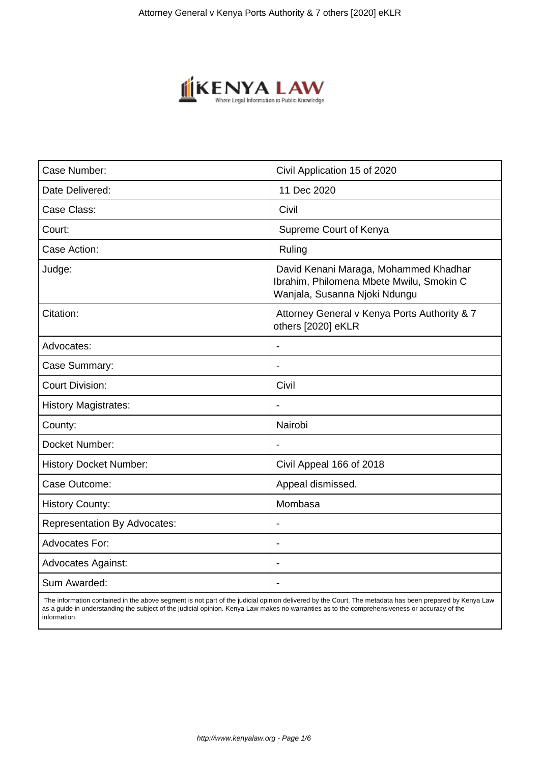| Case Number: | Civil Application 15 of 2020 |
| --- | --- |
| Date Delivered: | 11 Dec 2020 |
| Case Class: | Civil |
| Court: | Supreme Court of Kenya |
| Case Action: | Ruling |
| Judge: | David Kenani Maraga, Mohammed Khadhar Ibrahim, Philomena Mbete Mwilu, Smokin C Wanjala, Susanna Njoki Ndungu |
| Citation: | Attorney General v Kenya Ports Authority & 7 others [2020] eKLR |
| Advocates: | - |
| Case Summary: | - |
| Court Division: | Civil |
| History Magistrates: | - |
| County: | Nairobi |
| Docket Number: | - |
| History Docket Number: | Civil Appeal 166 of 2018 |
| Case Outcome: | Appeal dismissed. |
| History County: | Mombasa |
| Representation By Advocates: | - |
| Advocates For: | - |
| Advocates Against: | - |
| Sum Awarded: | - |

The information contained in the above segment is not part of the judicial opinion delivered by the Court. The metadata has been prepared by Kenya Law as a guide in understanding the subject of the judicial opinion. Kenya Law makes no warranties as to the comprehensiveness or accuracy of the information.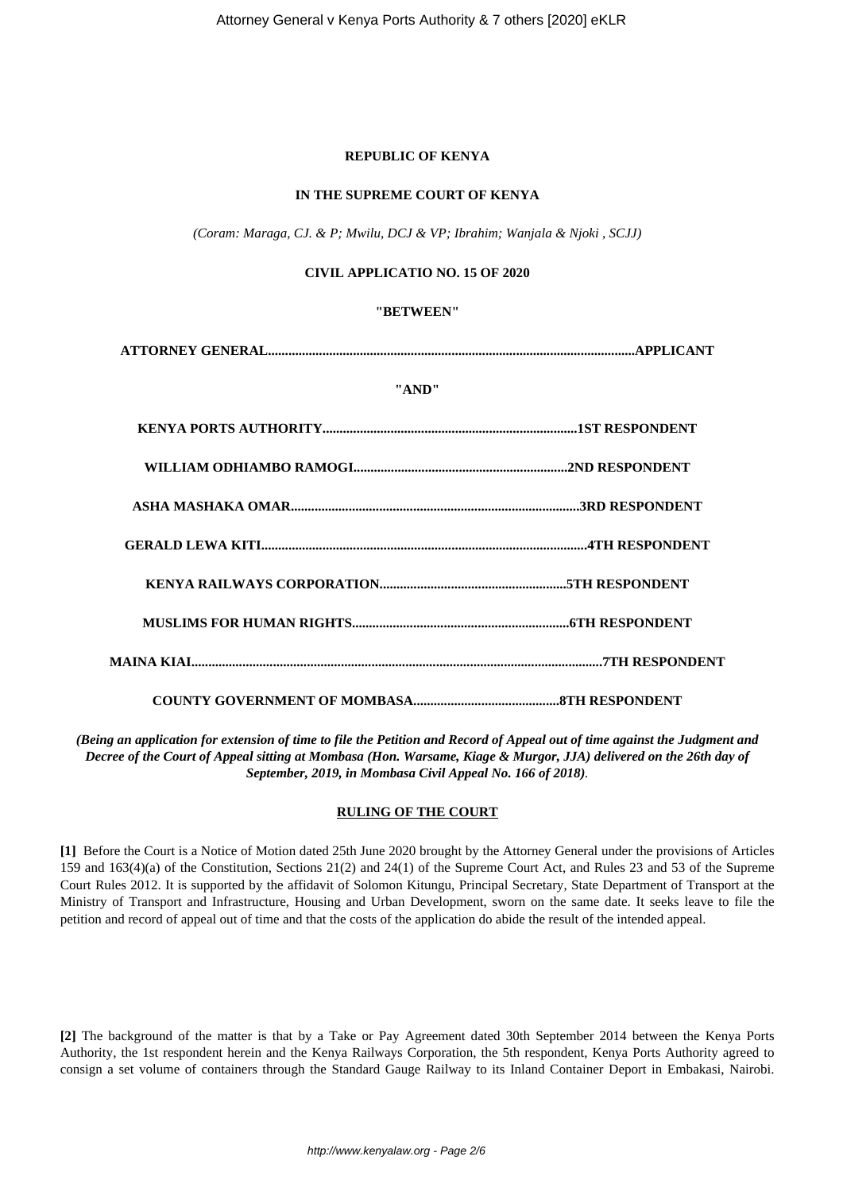**REPUBLIC OF KENYA**

**IN THE SUPREME COURT OF KENYA**

*(Coram: Maraga, CJ. & P; Mwilu, DCJ & VP; Ibrahim; Wanjala & Njoki , SCJJ)*

**CIVIL APPLICATIO NO. 15 OF 2020**

**"BETWEEN"**

**ATTORNEY GENERAL.............................................................................................................APPLICANT**

**"AND"**

**KENYA PORTS AUTHORITY..........................................................................1ST RESPONDENT**

**WILLIAM ODHIAMBO RAMOGI...............................................................2ND RESPONDENT**

**ASHA MASHAKA OMAR....................................................................................3RD RESPONDENT**

**GERALD LEWA KITI..............................................................................................4TH RESPONDENT**

**KENYA RAILWAYS CORPORATION.......................................................5TH RESPONDENT**

**MUSLIMS FOR HUMAN RIGHTS................................................................6TH RESPONDENT**

**MAINA KIAI...........................................................................................................................7TH RESPONDENT**

**COUNTY GOVERNMENT OF MOMBASA...........................................8TH RESPONDENT**

***(Being an application for extension of time to file the Petition and Record of Appeal out of time against the Judgment and Decree of the Court of Appeal sitting at Mombasa (Hon. Warsame, Kiage & Murgor, JJA) delivered on the 26th day of September, 2019, in Mombasa Civil Appeal No. 166 of 2018)***.

**RULING OF THE COURT**

**[1]** Before the Court is a Notice of Motion dated 25th June 2020 brought by the Attorney General under the provisions of Articles 159 and 163(4)(a) of the Constitution, Sections 21(2) and 24(1) of the Supreme Court Act, and Rules 23 and 53 of the Supreme Court Rules 2012. It is supported by the affidavit of Solomon Kitungu, Principal Secretary, State Department of Transport at the Ministry of Transport and Infrastructure, Housing and Urban Development, sworn on the same date. It seeks leave to file the petition and record of appeal out of time and that the costs of the application do abide the result of the intended appeal.

**[2]** The background of the matter is that by a Take or Pay Agreement dated 30th September 2014 between the Kenya Ports Authority, the 1st respondent herein and the Kenya Railways Corporation, the 5th respondent, Kenya Ports Authority agreed to consign a set volume of containers through the Standard Gauge Railway to its Inland Container Deport in Embakasi, Nairobi.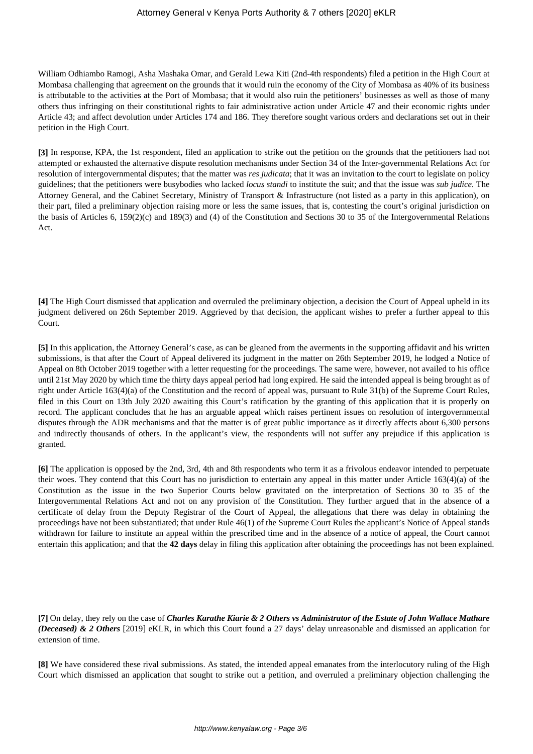William Odhiambo Ramogi, Asha Mashaka Omar, and Gerald Lewa Kiti (2nd-4th respondents) filed a petition in the High Court at Mombasa challenging that agreement on the grounds that it would ruin the economy of the City of Mombasa as 40% of its business is attributable to the activities at the Port of Mombasa; that it would also ruin the petitioners' businesses as well as those of many others thus infringing on their constitutional rights to fair administrative action under Article 47 and their economic rights under Article 43; and affect devolution under Articles 174 and 186. They therefore sought various orders and declarations set out in their petition in the High Court.

**[3]** In response, KPA, the 1st respondent, filed an application to strike out the petition on the grounds that the petitioners had not attempted or exhausted the alternative dispute resolution mechanisms under Section 34 of the Inter-governmental Relations Act for resolution of intergovernmental disputes; that the matter was *res judicata*; that it was an invitation to the court to legislate on policy guidelines; that the petitioners were busybodies who lacked *locus standi* to institute the suit; and that the issue was *sub judice*. The Attorney General, and the Cabinet Secretary, Ministry of Transport & Infrastructure (not listed as a party in this application), on their part, filed a preliminary objection raising more or less the same issues, that is, contesting the court's original jurisdiction on the basis of Articles 6, 159(2)(c) and 189(3) and (4) of the Constitution and Sections 30 to 35 of the Intergovernmental Relations Act.

**[4]** The High Court dismissed that application and overruled the preliminary objection, a decision the Court of Appeal upheld in its judgment delivered on 26th September 2019. Aggrieved by that decision, the applicant wishes to prefer a further appeal to this Court.

**[5]** In this application, the Attorney General's case, as can be gleaned from the averments in the supporting affidavit and his written submissions, is that after the Court of Appeal delivered its judgment in the matter on 26th September 2019, he lodged a Notice of Appeal on 8th October 2019 together with a letter requesting for the proceedings. The same were, however, not availed to his office until 21st May 2020 by which time the thirty days appeal period had long expired. He said the intended appeal is being brought as of right under Article 163(4)(a) of the Constitution and the record of appeal was, pursuant to Rule 31(b) of the Supreme Court Rules, filed in this Court on 13th July 2020 awaiting this Court's ratification by the granting of this application that it is properly on record. The applicant concludes that he has an arguable appeal which raises pertinent issues on resolution of intergovernmental disputes through the ADR mechanisms and that the matter is of great public importance as it directly affects about 6,300 persons and indirectly thousands of others. In the applicant's view, the respondents will not suffer any prejudice if this application is granted.

**[6]** The application is opposed by the 2nd, 3rd, 4th and 8th respondents who term it as a frivolous endeavor intended to perpetuate their woes. They contend that this Court has no jurisdiction to entertain any appeal in this matter under Article 163(4)(a) of the Constitution as the issue in the two Superior Courts below gravitated on the interpretation of Sections 30 to 35 of the Intergovernmental Relations Act and not on any provision of the Constitution. They further argued that in the absence of a certificate of delay from the Deputy Registrar of the Court of Appeal, the allegations that there was delay in obtaining the proceedings have not been substantiated; that under Rule 46(1) of the Supreme Court Rules the applicant's Notice of Appeal stands withdrawn for failure to institute an appeal within the prescribed time and in the absence of a notice of appeal, the Court cannot entertain this application; and that the **42 days** delay in filing this application after obtaining the proceedings has not been explained.

**[7]** On delay, they rely on the case of ***Charles Karathe Kiarie & 2 Others vs Administrator of the Estate of John Wallace Mathare (Deceased) & 2 Others*** [2019] eKLR, in which this Court found a 27 days' delay unreasonable and dismissed an application for extension of time.

**[8]** We have considered these rival submissions. As stated, the intended appeal emanates from the interlocutory ruling of the High Court which dismissed an application that sought to strike out a petition, and overruled a preliminary objection challenging the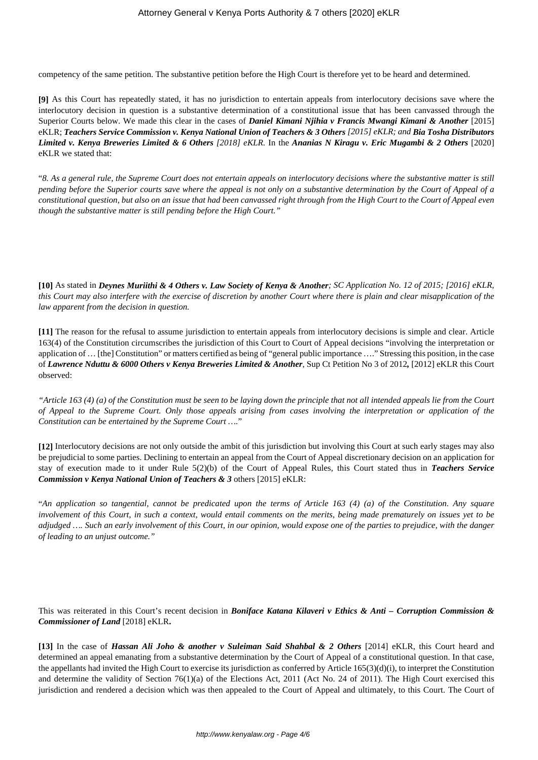competency of the same petition. The substantive petition before the High Court is therefore yet to be heard and determined.

**[9]** As this Court has repeatedly stated, it has no jurisdiction to entertain appeals from interlocutory decisions save where the interlocutory decision in question is a substantive determination of a constitutional issue that has been canvassed through the Superior Courts below. We made this clear in the cases of ***Daniel Kimani Njihia v Francis Mwangi Kimani & Another*** [2015] eKLR; ***Teachers Service Commission v. Kenya National Union of Teachers & 3 Others*** *[2015] eKLR; and* ***Bia Tosha Distributors Limited v. Kenya Breweries Limited & 6 Others*** *[2018] eKLR.* In the ***Ananias N Kiragu v. Eric Mugambi & 2 Others*** [2020] eKLR we stated that:

"*8. As a general rule, the Supreme Court does not entertain appeals on interlocutory decisions where the substantive matter is still pending before the Superior courts save where the appeal is not only on a substantive determination by the Court of Appeal of a constitutional question, but also on an issue that had been canvassed right through from the High Court to the Court of Appeal even though the substantive matter is still pending before the High Court.*"

**[10]** As stated in ***Deynes Muriithi & 4 Others v. Law Society of Kenya & Another****; SC Application No. 12 of 2015; [2016] eKLR, this Court may also interfere with the exercise of discretion by another Court where there is plain and clear misapplication of the law apparent from the decision in question.*

**[11]** The reason for the refusal to assume jurisdiction to entertain appeals from interlocutory decisions is simple and clear. Article 163(4) of the Constitution circumscribes the jurisdiction of this Court to Court of Appeal decisions "involving the interpretation or application of … [the] Constitution" or matters certified as being of "general public importance …." Stressing this position, in the case of ***Lawrence Nduttu & 6000 Others v Kenya Breweries Limited & Another***, Sup Ct Petition No 3 of 2012**,** [2012] eKLR this Court observed:

*"Article 163 (4) (a) of the Constitution must be seen to be laying down the principle that not all intended appeals lie from the Court of Appeal to the Supreme Court. Only those appeals arising from cases involving the interpretation or application of the Constitution can be entertained by the Supreme Court ….*"

**[12]** Interlocutory decisions are not only outside the ambit of this jurisdiction but involving this Court at such early stages may also be prejudicial to some parties. Declining to entertain an appeal from the Court of Appeal discretionary decision on an application for stay of execution made to it under Rule 5(2)(b) of the Court of Appeal Rules, this Court stated thus in ***Teachers Service Commission v Kenya National Union of Teachers & 3*** others [2015] eKLR:

"*An application so tangential, cannot be predicated upon the terms of Article 163 (4) (a) of the Constitution. Any square involvement of this Court, in such a context, would entail comments on the merits, being made prematurely on issues yet to be adjudged …. Such an early involvement of this Court, in our opinion, would expose one of the parties to prejudice, with the danger of leading to an unjust outcome."*

This was reiterated in this Court's recent decision in ***Boniface Katana Kilaveri v Ethics & Anti – Corruption Commission & Commissioner of Land*** [2018] eKLR**.**

**[13]** In the case of ***Hassan Ali Joho & another v Suleiman Said Shahbal & 2 Others*** [2014] eKLR, this Court heard and determined an appeal emanating from a substantive determination by the Court of Appeal of a constitutional question. In that case, the appellants had invited the High Court to exercise its jurisdiction as conferred by Article 165(3)(d)(i), to interpret the Constitution and determine the validity of Section 76(1)(a) of the Elections Act, 2011 (Act No. 24 of 2011). The High Court exercised this jurisdiction and rendered a decision which was then appealed to the Court of Appeal and ultimately, to this Court. The Court of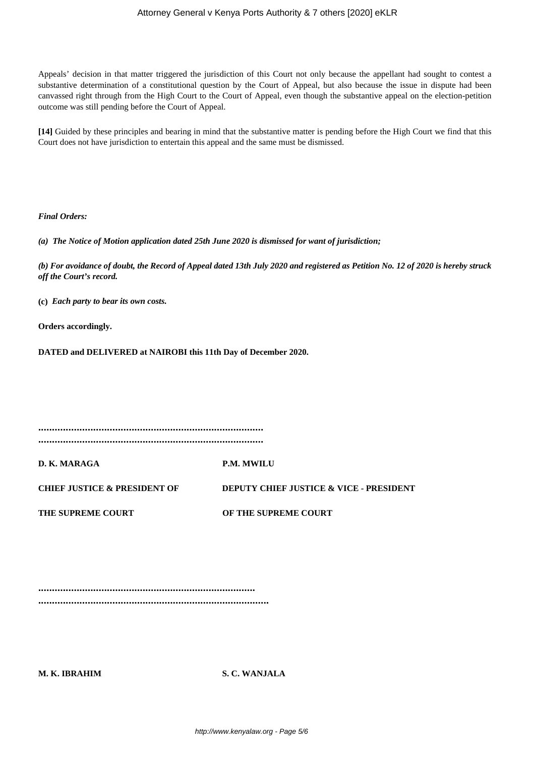Appeals' decision in that matter triggered the jurisdiction of this Court not only because the appellant had sought to contest a substantive determination of a constitutional question by the Court of Appeal, but also because the issue in dispute had been canvassed right through from the High Court to the Court of Appeal, even though the substantive appeal on the election-petition outcome was still pending before the Court of Appeal.

**[14]** Guided by these principles and bearing in mind that the substantive matter is pending before the High Court we find that this Court does not have jurisdiction to entertain this appeal and the same must be dismissed.

***Final Orders:***

***(a) The Notice of Motion application dated 25th June 2020 is dismissed for want of jurisdiction;***

***(b) For avoidance of doubt, the Record of Appeal dated 13th July 2020 and registered as Petition No. 12 of 2020 is hereby struck off the Court's record.***

**(c)** ***Each party to bear its own costs.***

**Orders accordingly.**

**DATED and DELIVERED at NAIROBI this 11th Day of December 2020.**

**..................................................................................**

**..................................................................................**

**D. K. MARAGA** **P.M. MWILU**

**CHIEF JUSTICE & PRESIDENT OF** **DEPUTY CHIEF JUSTICE & VICE - PRESIDENT**

**THE SUPREME COURT** **OF THE SUPREME COURT**

**..............................................................................**

**...................................................................................**

**M. K. IBRAHIM** **S. C. WANJALA**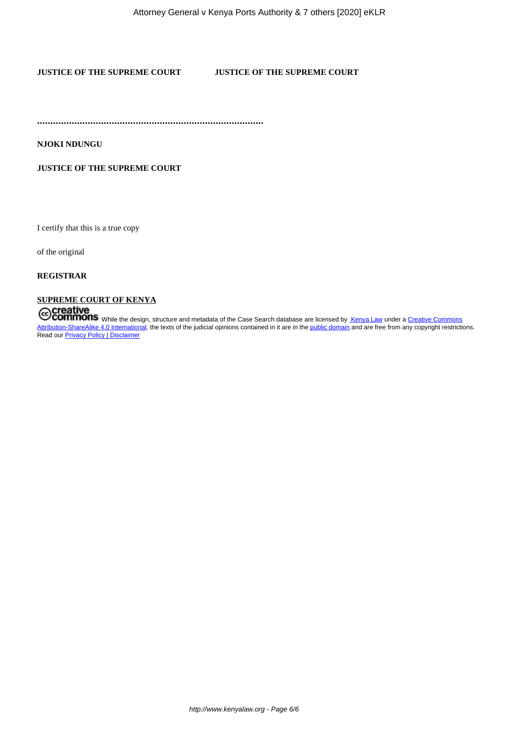**JUSTICE OF THE SUPREME COURT** **JUSTICE OF THE SUPREME COURT**

**.....................................................................................**

**NJOKI NDUNGU**

**JUSTICE OF THE SUPREME COURT**

I certify that this is a true copy

of the original

**REGISTRAR**

**SUPREME COURT OF KENYA**

While the design, structure and metadata of the Case Search database are licensed by Kenya Law under a Creative Commons Attribution-ShareAlike 4.0 International, the texts of the judicial opinions contained in it are in the public domain and are free from any copyright restrictions. Read our Privacy Policy | Disclaimer